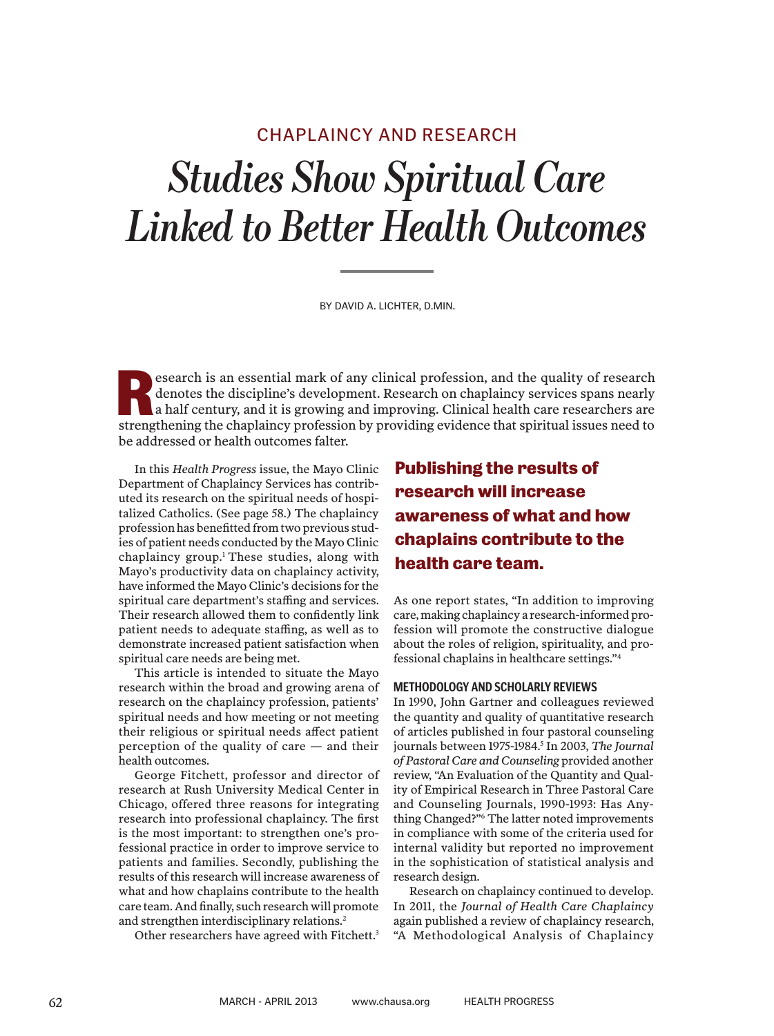CHAPLAINCY AND RESEARCH

# *Studies Show Spiritual Care Linked to Better Health Outcomes*

BY DAVID A. LICHTER, D.MIN.

Research is an essential mark of any clinical profession, and the quality of research denotes the discipline's development. Research on chaplaincy services spans nearly a half century, and it is growing and improving. Clinical health care researchers are strengthening the chaplaincy profession by providing evidence that spiritual issues need to be addressed or health outcomes falter.

In this *Health Progress* issue, the Mayo Clinic Department of Chaplaincy Services has contributed its research on the spiritual needs of hospitalized Catholics. (See page 58.) The chaplaincy profession has benefitted from two previous studies of patient needs conducted by the Mayo Clinic chaplaincy group.[1] These studies, along with Mayo's productivity data on chaplaincy activity, have informed the Mayo Clinic's decisions for the spiritual care department's staffing and services. Their research allowed them to confidently link patient needs to adequate staffing, as well as to demonstrate increased patient satisfaction when spiritual care needs are being met.

This article is intended to situate the Mayo research within the broad and growing arena of research on the chaplaincy profession, patients' spiritual needs and how meeting or not meeting their religious or spiritual needs affect patient perception of the quality of care — and their health outcomes.

George Fitchett, professor and director of research at Rush University Medical Center in Chicago, offered three reasons for integrating research into professional chaplaincy. The first is the most important: to strengthen one's professional practice in order to improve service to patients and families. Secondly, publishing the results of this research will increase awareness of what and how chaplains contribute to the health care team. And finally, such research will promote and strengthen interdisciplinary relations.[2]

Other researchers have agreed with Fitchett.[3]

**Publishing the results of research will increase awareness of what and how chaplains contribute to the health care team.**

As one report states, "In addition to improving care, making chaplaincy a research-informed profession will promote the constructive dialogue about the roles of religion, spirituality, and professional chaplains in healthcare settings."[4]

### METHODOLOGY AND SCHOLARLY REVIEWS

In 1990, John Gartner and colleagues reviewed the quantity and quality of quantitative research of articles published in four pastoral counseling journals between 1975-1984.[5] In 2003, *The Journal of Pastoral Care and Counseling* provided another review, "An Evaluation of the Quantity and Quality of Empirical Research in Three Pastoral Care and Counseling Journals, 1990-1993: Has Anything Changed?"[6] The latter noted improvements in compliance with some of the criteria used for internal validity but reported no improvement in the sophistication of statistical analysis and research design.

Research on chaplaincy continued to develop. In 2011, the *Journal of Health Care Chaplaincy* again published a review of chaplaincy research, "A Methodological Analysis of Chaplaincy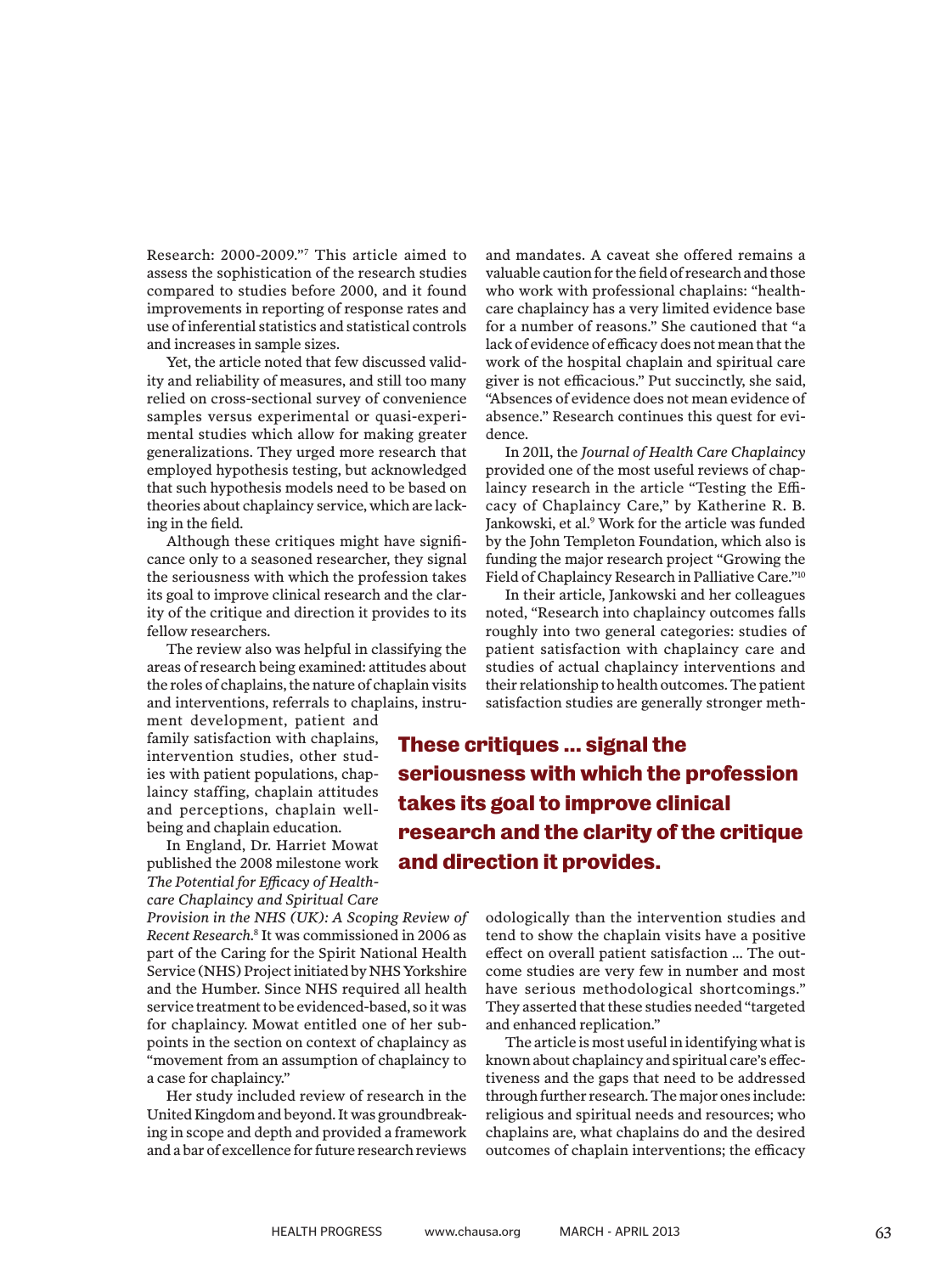Research: 2000-2009."[7] This article aimed to assess the sophistication of the research studies compared to studies before 2000, and it found improvements in reporting of response rates and use of inferential statistics and statistical controls and increases in sample sizes.

Yet, the article noted that few discussed validity and reliability of measures, and still too many relied on cross-sectional survey of convenience samples versus experimental or quasi-experimental studies which allow for making greater generalizations. They urged more research that employed hypothesis testing, but acknowledged that such hypothesis models need to be based on theories about chaplaincy service, which are lacking in the field.

Although these critiques might have significance only to a seasoned researcher, they signal the seriousness with which the profession takes its goal to improve clinical research and the clarity of the critique and direction it provides to its fellow researchers.

The review also was helpful in classifying the areas of research being examined: attitudes about the roles of chaplains, the nature of chaplain visits and interventions, referrals to chaplains, instrument development, patient and family satisfaction with chaplains, intervention studies, other studies with patient populations, chaplaincy staffing, chaplain attitudes and perceptions, chaplain wellbeing and chaplain education.

In England, Dr. Harriet Mowat published the 2008 milestone work *The Potential for Efficacy of Healthcare Chaplaincy and Spiritual Care Provision in the NHS (UK): A Scoping Review of Recent Research.*[8] It was commissioned in 2006 as part of the Caring for the Spirit National Health Service (NHS) Project initiated by NHS Yorkshire and the Humber. Since NHS required all health service treatment to be evidenced-based, so it was for chaplaincy. Mowat entitled one of her subpoints in the section on context of chaplaincy as "movement from an assumption of chaplaincy to a case for chaplaincy."

Her study included review of research in the United Kingdom and beyond. It was groundbreaking in scope and depth and provided a framework and a bar of excellence for future research reviews and mandates. A caveat she offered remains a valuable caution for the field of research and those who work with professional chaplains: "healthcare chaplaincy has a very limited evidence base for a number of reasons." She cautioned that "a lack of evidence of efficacy does not mean that the work of the hospital chaplain and spiritual care giver is not efficacious." Put succinctly, she said, "Absences of evidence does not mean evidence of absence." Research continues this quest for evidence.

In 2011, the *Journal of Health Care Chaplaincy* provided one of the most useful reviews of chaplaincy research in the article "Testing the Efficacy of Chaplaincy Care," by Katherine R. B. Jankowski, et al.[9] Work for the article was funded by the John Templeton Foundation, which also is funding the major research project "Growing the Field of Chaplaincy Research in Palliative Care."[10]

In their article, Jankowski and her colleagues noted, "Research into chaplaincy outcomes falls roughly into two general categories: studies of patient satisfaction with chaplaincy care and studies of actual chaplaincy interventions and their relationship to health outcomes. The patient satisfaction studies are generally stronger methodologically than the intervention studies and tend to show the chaplain visits have a positive effect on overall patient satisfaction ... The outcome studies are very few in number and most have serious methodological shortcomings." They asserted that these studies needed "targeted and enhanced replication."

**These critiques ... signal the seriousness with which the profession takes its goal to improve clinical research and the clarity of the critique and direction it provides.**

The article is most useful in identifying what is known about chaplaincy and spiritual care's effectiveness and the gaps that need to be addressed through further research. The major ones include: religious and spiritual needs and resources; who chaplains are, what chaplains do and the desired outcomes of chaplain interventions; the efficacy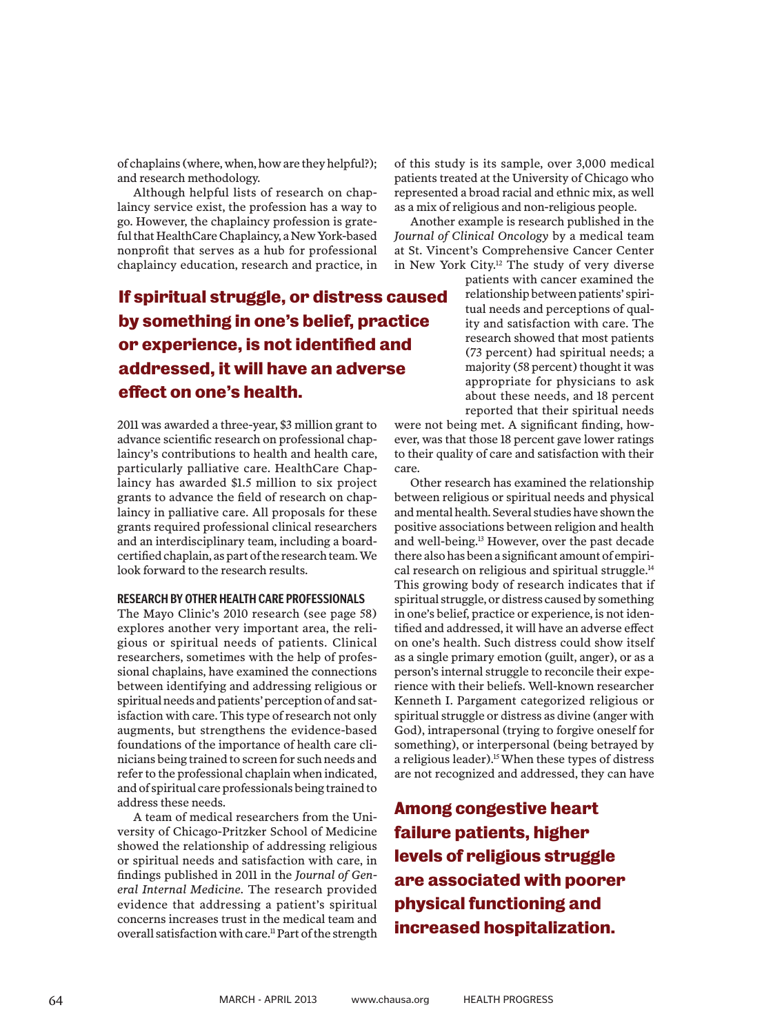of chaplains (where, when, how are they helpful?); and research methodology.

Although helpful lists of research on chaplaincy service exist, the profession has a way to go. However, the chaplaincy profession is grateful that HealthCare Chaplaincy, a New York-based nonprofit that serves as a hub for professional chaplaincy education, research and practice, in 2011 was awarded a three-year, $3 million grant to advance scientific research on professional chaplaincy's contributions to health and health care, particularly palliative care. HealthCare Chaplaincy has awarded $1.5 million to six project grants to advance the field of research on chaplaincy in palliative care. All proposals for these grants required professional clinical researchers and an interdisciplinary team, including a board-certified chaplain, as part of the research team. We look forward to the research results.

**If spiritual struggle, or distress caused by something in one's belief, practice or experience, is not identified and addressed, it will have an adverse effect on one's health.**

### RESEARCH BY OTHER HEALTH CARE PROFESSIONALS

The Mayo Clinic's 2010 research (see page 58) explores another very important area, the religious or spiritual needs of patients. Clinical researchers, sometimes with the help of professional chaplains, have examined the connections between identifying and addressing religious or spiritual needs and patients' perception of and satisfaction with care. This type of research not only augments, but strengthens the evidence-based foundations of the importance of health care clinicians being trained to screen for such needs and refer to the professional chaplain when indicated, and of spiritual care professionals being trained to address these needs.

A team of medical researchers from the University of Chicago-Pritzker School of Medicine showed the relationship of addressing religious or spiritual needs and satisfaction with care, in findings published in 2011 in the *Journal of General Internal Medicine*. The research provided evidence that addressing a patient's spiritual concerns increases trust in the medical team and overall satisfaction with care.[11] Part of the strength of this study is its sample, over 3,000 medical patients treated at the University of Chicago who represented a broad racial and ethnic mix, as well as a mix of religious and non-religious people.

Another example is research published in the *Journal of Clinical Oncology* by a medical team at St. Vincent's Comprehensive Cancer Center in New York City.[12] The study of very diverse patients with cancer examined the relationship between patients' spiritual needs and perceptions of quality and satisfaction with care. The research showed that most patients (73 percent) had spiritual needs; a majority (58 percent) thought it was appropriate for physicians to ask about these needs, and 18 percent reported that their spiritual needs were not being met. A significant finding, however, was that those 18 percent gave lower ratings to their quality of care and satisfaction with their care.

Other research has examined the relationship between religious or spiritual needs and physical and mental health. Several studies have shown the positive associations between religion and health and well-being.[13] However, over the past decade there also has been a significant amount of empirical research on religious and spiritual struggle.[14] This growing body of research indicates that if spiritual struggle, or distress caused by something in one's belief, practice or experience, is not identified and addressed, it will have an adverse effect on one's health. Such distress could show itself as a single primary emotion (guilt, anger), or as a person's internal struggle to reconcile their experience with their beliefs. Well-known researcher Kenneth I. Pargament categorized religious or spiritual struggle or distress as divine (anger with God), intrapersonal (trying to forgive oneself for something), or interpersonal (being betrayed by a religious leader).[15] When these types of distress are not recognized and addressed, they can have

**Among congestive heart failure patients, higher levels of religious struggle are associated with poorer physical functioning and increased hospitalization.**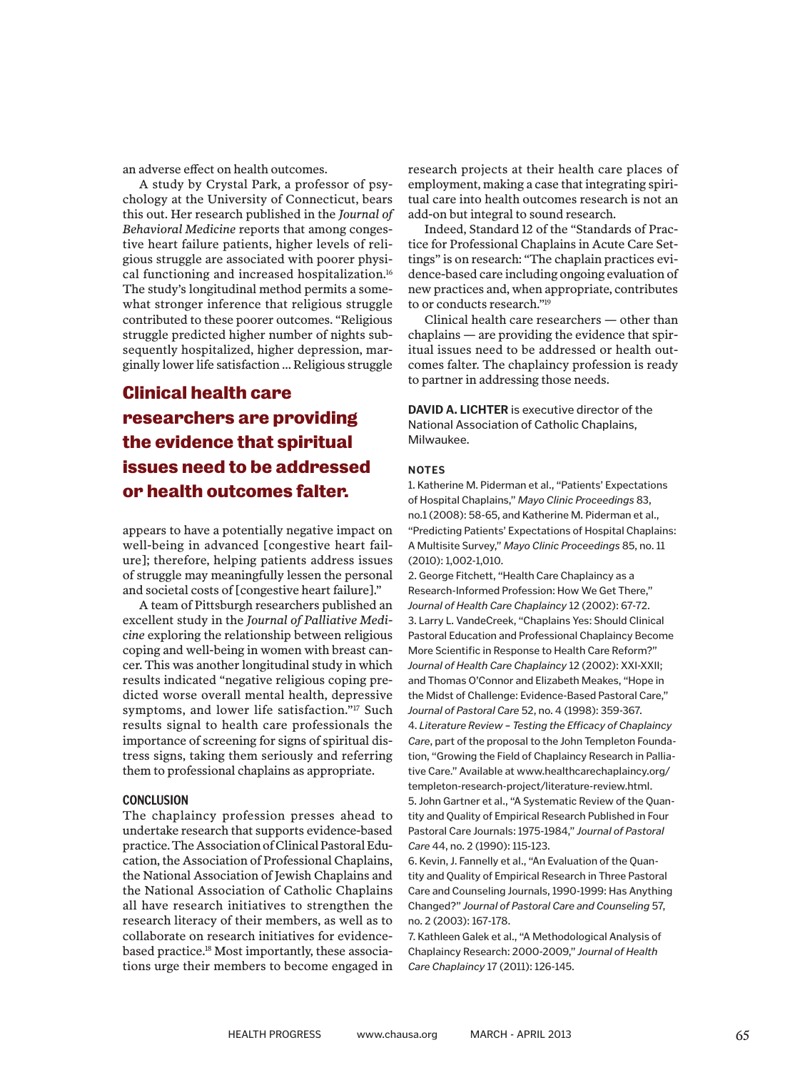an adverse effect on health outcomes.

A study by Crystal Park, a professor of psychology at the University of Connecticut, bears this out. Her research published in the *Journal of Behavioral Medicine* reports that among congestive heart failure patients, higher levels of religious struggle are associated with poorer physical functioning and increased hospitalization.[16] The study's longitudinal method permits a somewhat stronger inference that religious struggle contributed to these poorer outcomes. "Religious struggle predicted higher number of nights subsequently hospitalized, higher depression, marginally lower life satisfaction ... Religious struggle appears to have a potentially negative impact on well-being in advanced [congestive heart failure]; therefore, helping patients address issues of struggle may meaningfully lessen the personal and societal costs of [congestive heart failure]."

**Clinical health care researchers are providing the evidence that spiritual issues need to be addressed or health outcomes falter.**

A team of Pittsburgh researchers published an excellent study in the *Journal of Palliative Medicine* exploring the relationship between religious coping and well-being in women with breast cancer. This was another longitudinal study in which results indicated "negative religious coping predicted worse overall mental health, depressive symptoms, and lower life satisfaction."[17] Such results signal to health care professionals the importance of screening for signs of spiritual distress signs, taking them seriously and referring them to professional chaplains as appropriate.

## CONCLUSION

The chaplaincy profession presses ahead to undertake research that supports evidence-based practice. The Association of Clinical Pastoral Education, the Association of Professional Chaplains, the National Association of Jewish Chaplains and the National Association of Catholic Chaplains all have research initiatives to strengthen the research literacy of their members, as well as to collaborate on research initiatives for evidence-based practice.[18] Most importantly, these associations urge their members to become engaged in research projects at their health care places of employment, making a case that integrating spiritual care into health outcomes research is not an add-on but integral to sound research.

Indeed, Standard 12 of the "Standards of Practice for Professional Chaplains in Acute Care Settings" is on research: "The chaplain practices evidence-based care including ongoing evaluation of new practices and, when appropriate, contributes to or conducts research."[19]

Clinical health care researchers — other than chaplains — are providing the evidence that spiritual issues need to be addressed or health outcomes falter. The chaplaincy profession is ready to partner in addressing those needs.

**DAVID A. LICHTER** is executive director of the National Association of Catholic Chaplains, Milwaukee.

### NOTES

1. Katherine M. Piderman et al., "Patients' Expectations of Hospital Chaplains," *Mayo Clinic Proceedings* 83, no.1 (2008): 58-65, and Katherine M. Piderman et al., "Predicting Patients' Expectations of Hospital Chaplains: A Multisite Survey," *Mayo Clinic Proceedings* 85, no. 11 (2010): 1,002-1,010.
2. George Fitchett, "Health Care Chaplaincy as a Research-Informed Profession: How We Get There," *Journal of Health Care Chaplaincy* 12 (2002): 67-72.
3. Larry L. VandeCreek, "Chaplains Yes: Should Clinical Pastoral Education and Professional Chaplaincy Become More Scientific in Response to Health Care Reform?" *Journal of Health Care Chaplaincy* 12 (2002): XXI-XXII; and Thomas O'Connor and Elizabeth Meakes, "Hope in the Midst of Challenge: Evidence-Based Pastoral Care," *Journal of Pastoral Care* 52, no. 4 (1998): 359-367.
4. *Literature Review – Testing the Efficacy of Chaplaincy Care*, part of the proposal to the John Templeton Foundation, "Growing the Field of Chaplaincy Research in Palliative Care." Available at www.healthcarechaplaincy.org/templeton-research-project/literature-review.html.
5. John Gartner et al., "A Systematic Review of the Quantity and Quality of Empirical Research Published in Four Pastoral Care Journals: 1975-1984," *Journal of Pastoral Care* 44, no. 2 (1990): 115-123.
6. Kevin, J. Fannelly et al., "An Evaluation of the Quantity and Quality of Empirical Research in Three Pastoral Care and Counseling Journals, 1990-1999: Has Anything Changed?" *Journal of Pastoral Care and Counseling* 57, no. 2 (2003): 167-178.
7. Kathleen Galek et al., "A Methodological Analysis of Chaplaincy Research: 2000-2009," *Journal of Health Care Chaplaincy* 17 (2011): 126-145.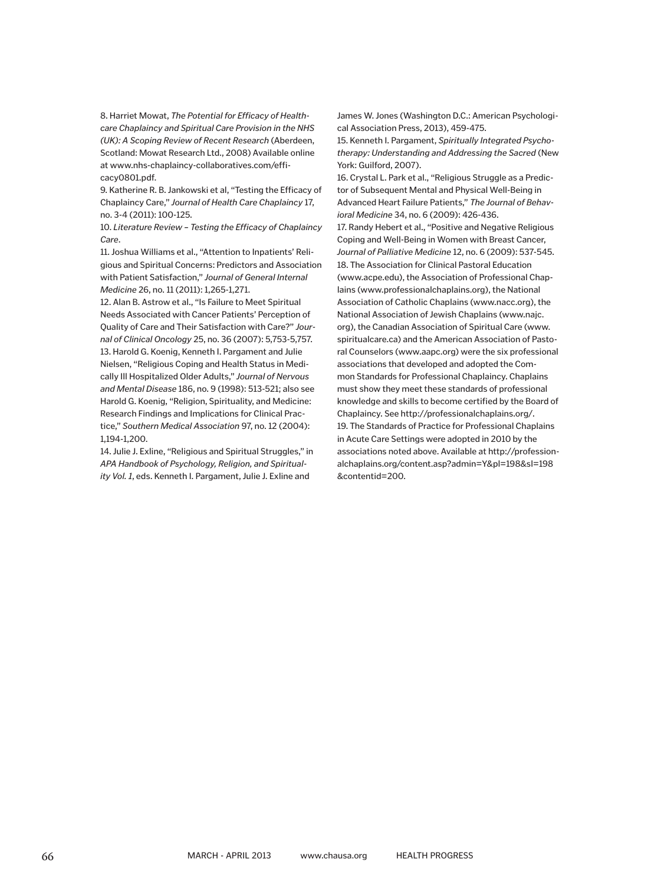8. Harriet Mowat, *The Potential for Efficacy of Healthcare Chaplaincy and Spiritual Care Provision in the NHS (UK): A Scoping Review of Recent Research* (Aberdeen, Scotland: Mowat Research Ltd., 2008) Available online at www.nhs-chaplaincy-collaboratives.com/efficacy0801.pdf.

9. Katherine R. B. Jankowski et al, "Testing the Efficacy of Chaplaincy Care," *Journal of Health Care Chaplaincy* 17, no. 3-4 (2011): 100-125.

10. *Literature Review – Testing the Efficacy of Chaplaincy Care*.

11. Joshua Williams et al., "Attention to Inpatients' Religious and Spiritual Concerns: Predictors and Association with Patient Satisfaction," *Journal of General Internal Medicine* 26, no. 11 (2011): 1,265-1,271.

12. Alan B. Astrow et al., "Is Failure to Meet Spiritual Needs Associated with Cancer Patients' Perception of Quality of Care and Their Satisfaction with Care?" *Journal of Clinical Oncology* 25, no. 36 (2007): 5,753-5,757.

13. Harold G. Koenig, Kenneth I. Pargament and Julie Nielsen, "Religious Coping and Health Status in Medically Ill Hospitalized Older Adults," *Journal of Nervous and Mental Disease* 186, no. 9 (1998): 513-521; also see Harold G. Koenig, "Religion, Spirituality, and Medicine: Research Findings and Implications for Clinical Practice," *Southern Medical Association* 97, no. 12 (2004): 1,194-1,200.

14. Julie J. Exline, "Religious and Spiritual Struggles," in *APA Handbook of Psychology, Religion, and Spirituality Vol. 1*, eds. Kenneth I. Pargament, Julie J. Exline and James W. Jones (Washington D.C.: American Psychological Association Press, 2013), 459-475.

15. Kenneth I. Pargament, *Spiritually Integrated Psychotherapy: Understanding and Addressing the Sacred* (New York: Guilford, 2007).

16. Crystal L. Park et al., "Religious Struggle as a Predictor of Subsequent Mental and Physical Well-Being in Advanced Heart Failure Patients," *The Journal of Behavioral Medicine* 34, no. 6 (2009): 426-436.

17. Randy Hebert et al., "Positive and Negative Religious Coping and Well-Being in Women with Breast Cancer, *Journal of Palliative Medicine* 12, no. 6 (2009): 537-545.

18. The Association for Clinical Pastoral Education (www.acpe.edu), the Association of Professional Chaplains (www.professionalchaplains.org), the National Association of Catholic Chaplains (www.nacc.org), the National Association of Jewish Chaplains (www.najc.org), the Canadian Association of Spiritual Care (www.spiritualcare.ca) and the American Association of Pastoral Counselors (www.aapc.org) were the six professional associations that developed and adopted the Common Standards for Professional Chaplaincy. Chaplains must show they meet these standards of professional knowledge and skills to become certified by the Board of Chaplaincy. See http://professionalchaplains.org/.

19. The Standards of Practice for Professional Chaplains in Acute Care Settings were adopted in 2010 by the associations noted above. Available at http://professionalchaplains.org/content.asp?admin=Y&pl=198&sl=198&contentid=200.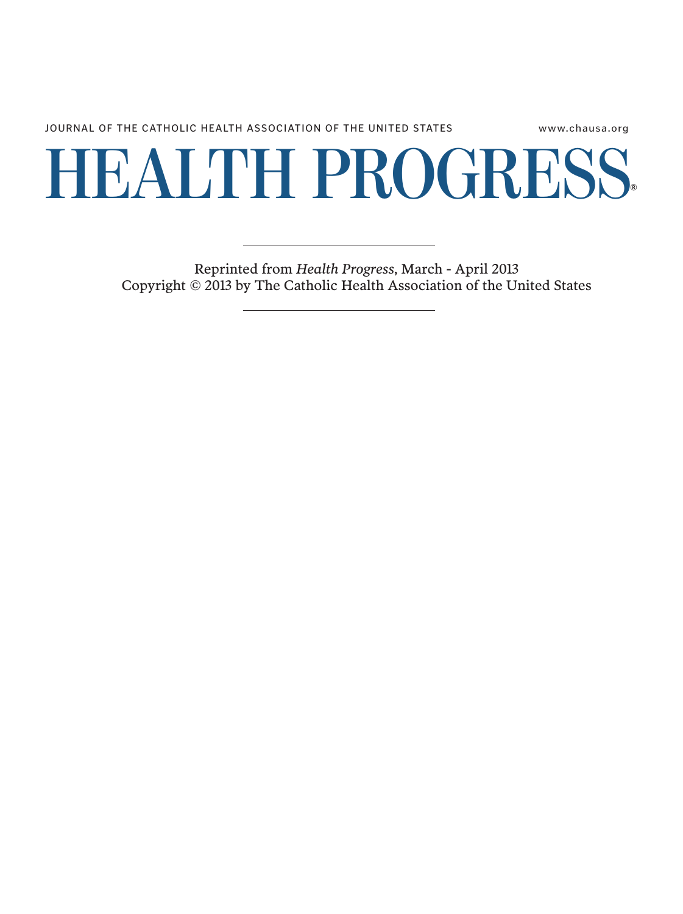JOURNAL OF THE CATHOLIC HEALTH ASSOCIATION OF THE UNITED STATES www.chausa.org

# HEALTH PROGRESS®

Reprinted from *Health Progress*, March - April 2013
Copyright © 2013 by The Catholic Health Association of the United States